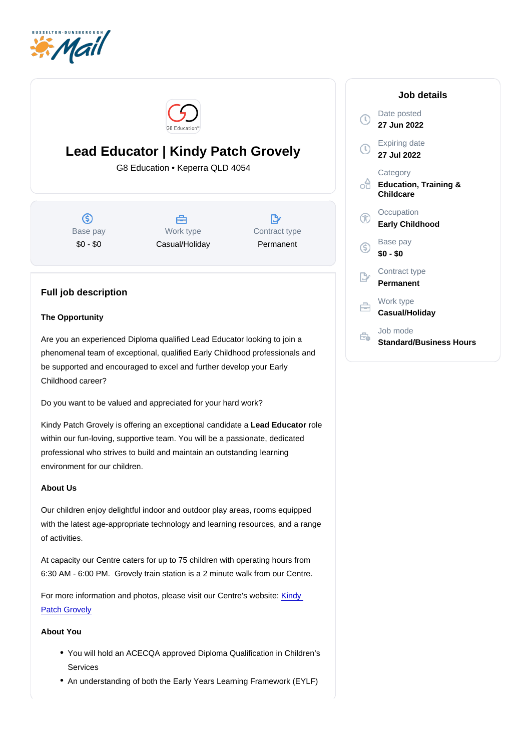# Lead Educator | Kindy Patch Grovely

G8 Education • Keperra QLD 4054

| Base pay | Work type | Contract type |
| --- | --- | --- |
| $0 - $0 | Casual/Holiday | Permanent |

## Job details

Date posted
**27 Jun 2022**

Expiring date
**27 Jul 2022**

Category
**Education, Training & Childcare**

Occupation
**Early Childhood**

Base pay
**$0 - $0**

Contract type
**Permanent**

Work type
**Casual/Holiday**

Job mode
**Standard/Business Hours**

## Full job description

**The Opportunity**

Are you an experienced Diploma qualified Lead Educator looking to join a phenomenal team of exceptional, qualified Early Childhood professionals and be supported and encouraged to excel and further develop your Early Childhood career?

Do you want to be valued and appreciated for your hard work?

Kindy Patch Grovely is offering an exceptional candidate a **Lead Educator** role within our fun-loving, supportive team. You will be a passionate, dedicated professional who strives to build and maintain an outstanding learning environment for our children.

**About Us**

Our children enjoy delightful indoor and outdoor play areas, rooms equipped with the latest age-appropriate technology and learning resources, and a range of activities.

At capacity our Centre caters for up to 75 children with operating hours from 6:30 AM - 6:00 PM. Grovely train station is a 2 minute walk from our Centre.

For more information and photos, please visit our Centre's website: Kindy Patch Grovely

**About You**

- You will hold an ACECQA approved Diploma Qualification in Children's Services
- An understanding of both the Early Years Learning Framework (EYLF)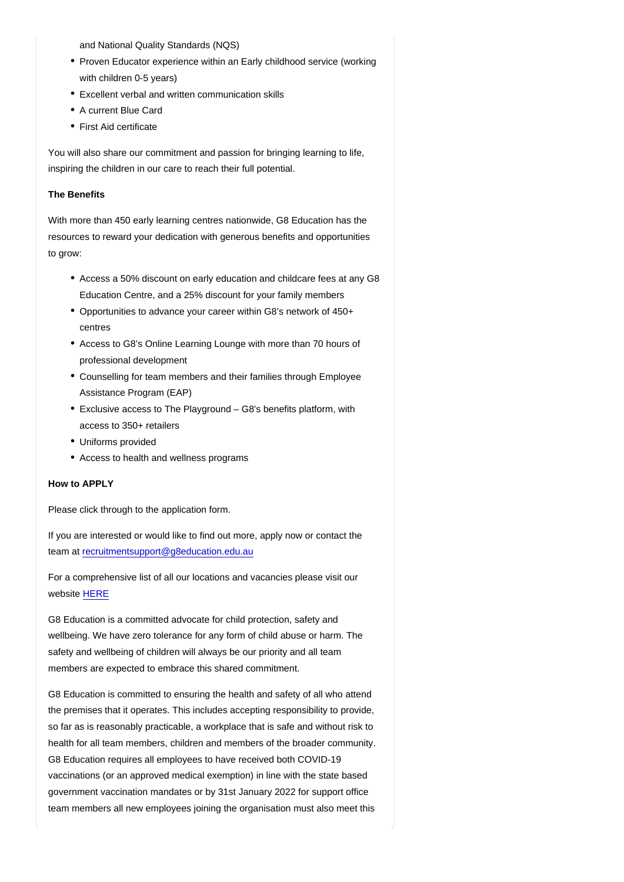and National Quality Standards (NQS)
- Proven Educator experience within an Early childhood service (working with children 0-5 years)
- Excellent verbal and written communication skills
- A current Blue Card
- First Aid certificate

You will also share our commitment and passion for bringing learning to life, inspiring the children in our care to reach their full potential.

**The Benefits**

With more than 450 early learning centres nationwide, G8 Education has the resources to reward your dedication with generous benefits and opportunities to grow:

- Access a 50% discount on early education and childcare fees at any G8 Education Centre, and a 25% discount for your family members
- Opportunities to advance your career within G8's network of 450+ centres
- Access to G8's Online Learning Lounge with more than 70 hours of professional development
- Counselling for team members and their families through Employee Assistance Program (EAP)
- Exclusive access to The Playground – G8's benefits platform, with access to 350+ retailers
- Uniforms provided
- Access to health and wellness programs

**How to APPLY**

Please click through to the application form.

If you are interested or would like to find out more, apply now or contact the team at recruitmentsupport@g8education.edu.au

For a comprehensive list of all our locations and vacancies please visit our website HERE

G8 Education is a committed advocate for child protection, safety and wellbeing. We have zero tolerance for any form of child abuse or harm. The safety and wellbeing of children will always be our priority and all team members are expected to embrace this shared commitment.

G8 Education is committed to ensuring the health and safety of all who attend the premises that it operates. This includes accepting responsibility to provide, so far as is reasonably practicable, a workplace that is safe and without risk to health for all team members, children and members of the broader community. G8 Education requires all employees to have received both COVID-19 vaccinations (or an approved medical exemption) in line with the state based government vaccination mandates or by 31st January 2022 for support office team members all new employees joining the organisation must also meet this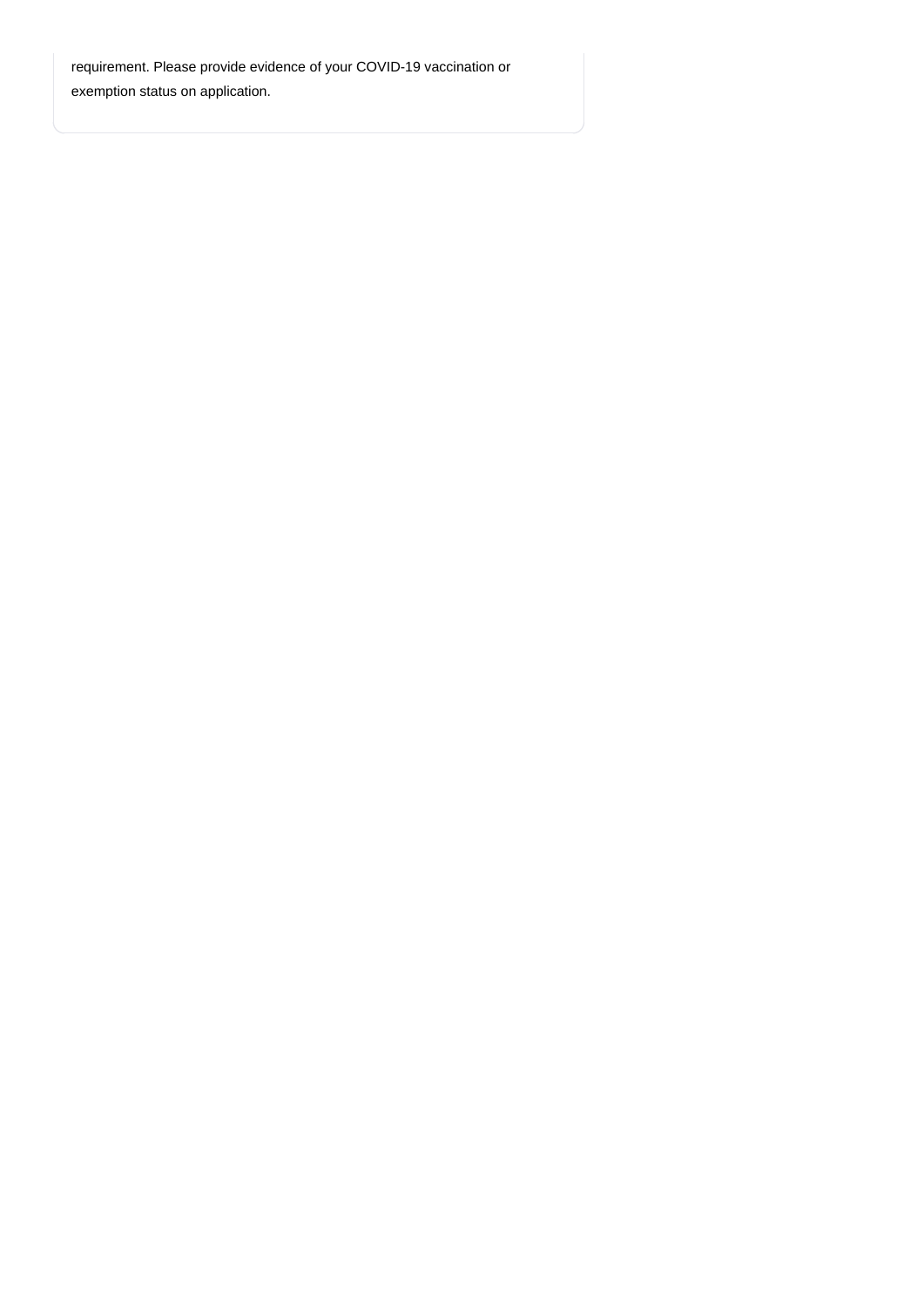requirement. Please provide evidence of your COVID-19 vaccination or exemption status on application.